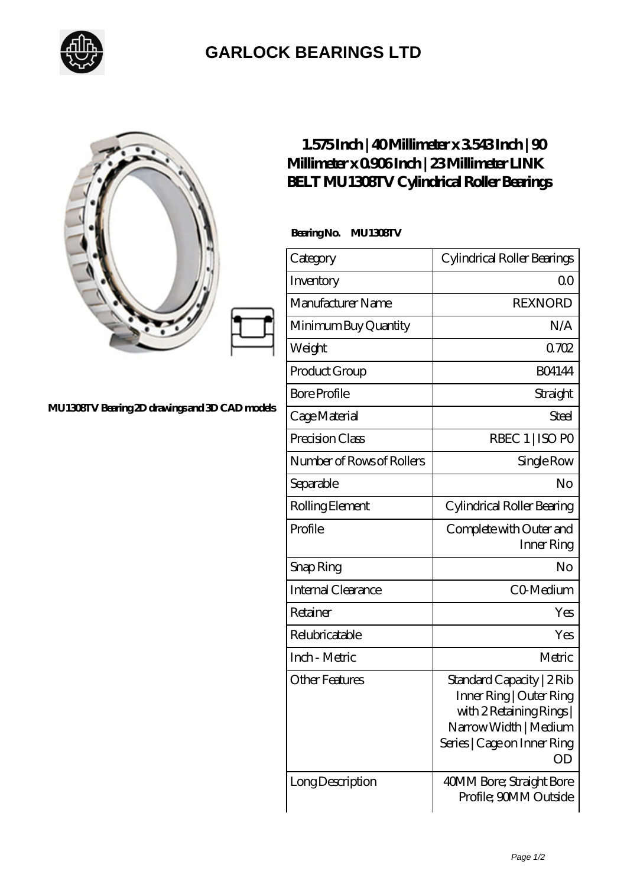## GARLOCK BEARINGS LTD

MU1308TV Bearing 2D drawings and 3D CAD models

# 1.575 Inch | 40 Millimeter x 3.543 Inch | 90 Millimeter x 0.906 Inch | 23 Millimeter LINK BELT MU1308TV Cylindrical Roller Bearings

**Bearing No. MU1308TV**

| Category | Cylindrical Roller Bearings |
|---|---|
| Inventory | 0.0 |
| Manufacturer Name | REXNORD |
| Minimum Buy Quantity | N/A |
| Weight | 0.702 |
| Product Group | B04144 |
| Bore Profile | Straight |
| Cage Material | Steel |
| Precision Class | RBEC 1 \| ISO P0 |
| Number of Rows of Rollers | Single Row |
| Separable | No |
| Rolling Element | Cylindrical Roller Bearing |
| Profile | Complete with Outer and Inner Ring |
| Snap Ring | No |
| Internal Clearance | C0-Medium |
| Retainer | Yes |
| Relubricatable | Yes |
| Inch - Metric | Metric |
| Other Features | Standard Capacity \| 2 Rib Inner Ring \| Outer Ring with 2 Retaining Rings \| Narrow Width \| Medium Series \| Cage on Inner Ring OD |
| Long Description | 40MM Bore; Straight Bore Profile; 90MM Outside |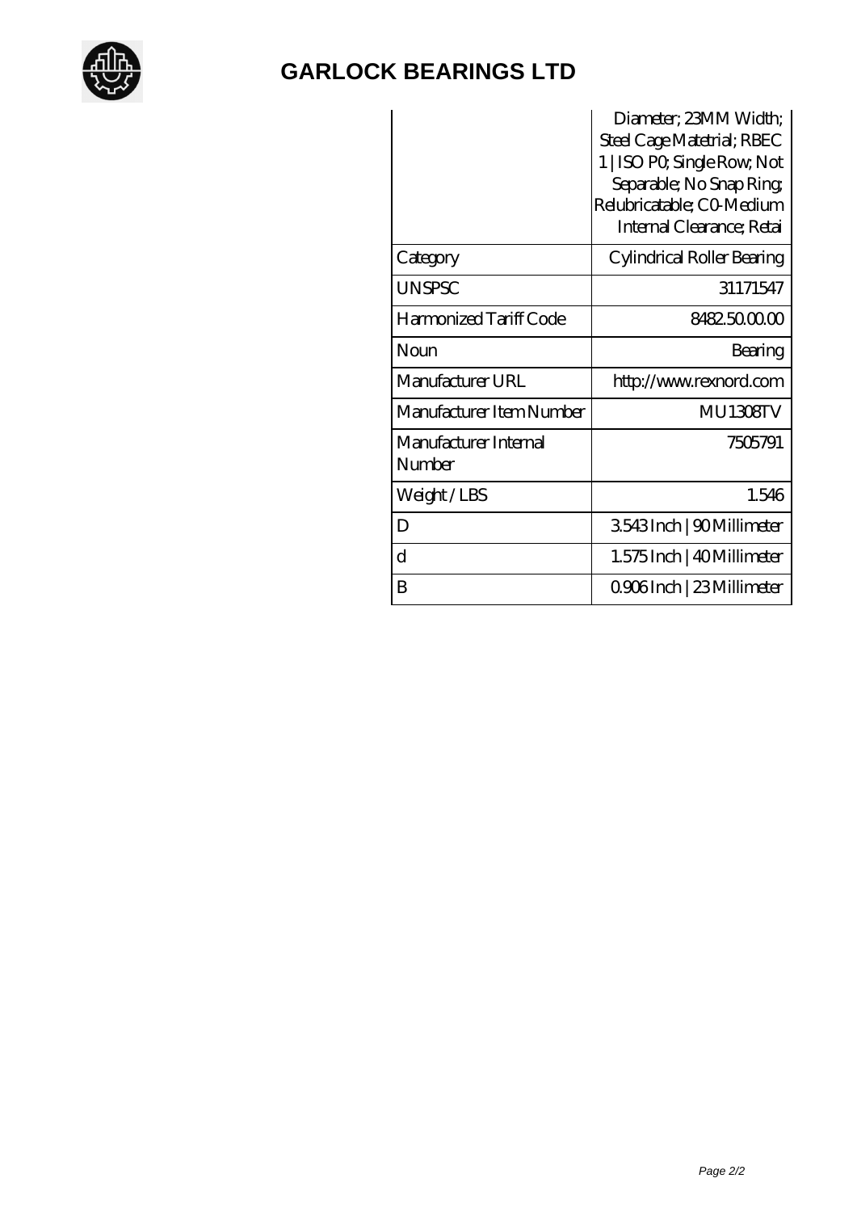# GARLOCK BEARINGS LTD

| | |
|---|---|
| | Diameter; 23MM Width; Steel Cage Matetrial; RBEC 1 \| ISO P0; Single Row; Not Separable; No Snap Ring; Relubricatable; C0-Medium Internal Clearance; Retai |
| Category | Cylindrical Roller Bearing |
| UNSPSC | 31171547 |
| Harmonized Tariff Code | 8482.50.00.00 |
| Noun | Bearing |
| Manufacturer URL | http://www.rexnord.com |
| Manufacturer Item Number | MU1308TV |
| Manufacturer Internal Number | 7505791 |
| Weight / LBS | 1.546 |
| D | 3.543 Inch \| 90 Millimeter |
| d | 1.575 Inch \| 40 Millimeter |
| B | 0.906 Inch \| 23 Millimeter |